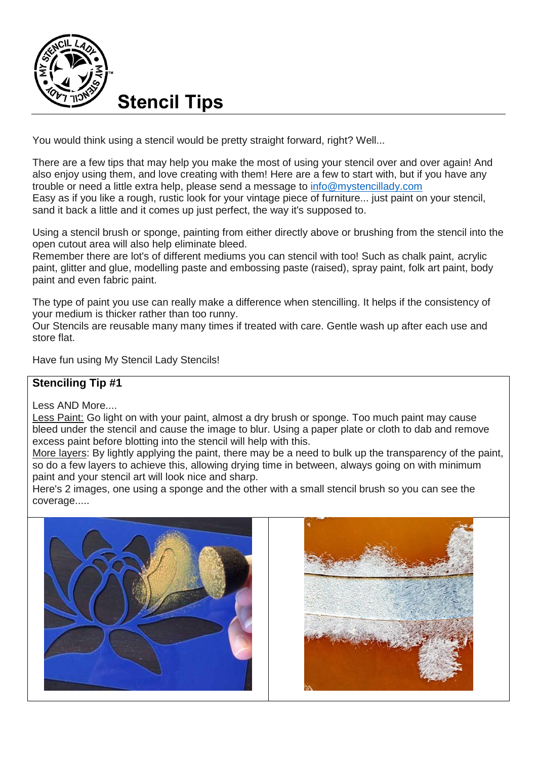# Stencil Tips

You would think using a stencil would be pretty straight forward, right? Well...

There are a few tips that may help you make the most of using your stencil over and over again! And also enjoy using them, and love creating with them! Here are a few to start with, but if you have any trouble or need a little extra help, please send a message to [info@mystencillady.com](mailto:info@mystencillady.com)
Easy as if you like a rough, rustic look for your vintage piece of furniture... just paint on your stencil, sand it back a little and it comes up just perfect, the way it's supposed to.

Using a stencil brush or sponge, painting from either directly above or brushing from the stencil into the open cutout area will also help eliminate bleed.
Remember there are lot's of different mediums you can stencil with too! Such as chalk paint, acrylic paint, glitter and glue, modelling paste and embossing paste (raised), spray paint, folk art paint, body paint and even fabric paint.

The type of paint you use can really make a difference when stencilling. It helps if the consistency of your medium is thicker rather than too runny.
Our Stencils are reusable many many times if treated with care. Gentle wash up after each use and store flat.

Have fun using My Stencil Lady Stencils!

## Stenciling Tip #1

Less AND More....
Less Paint: Go light on with your paint, almost a dry brush or sponge. Too much paint may cause bleed under the stencil and cause the image to blur. Using a paper plate or cloth to dab and remove excess paint before blotting into the stencil will help with this.
More layers: By lightly applying the paint, there may be a need to bulk up the transparency of the paint, so do a few layers to achieve this, allowing drying time in between, always going on with minimum paint and your stencil art will look nice and sharp.
Here's 2 images, one using a sponge and the other with a small stencil brush so you can see the coverage.....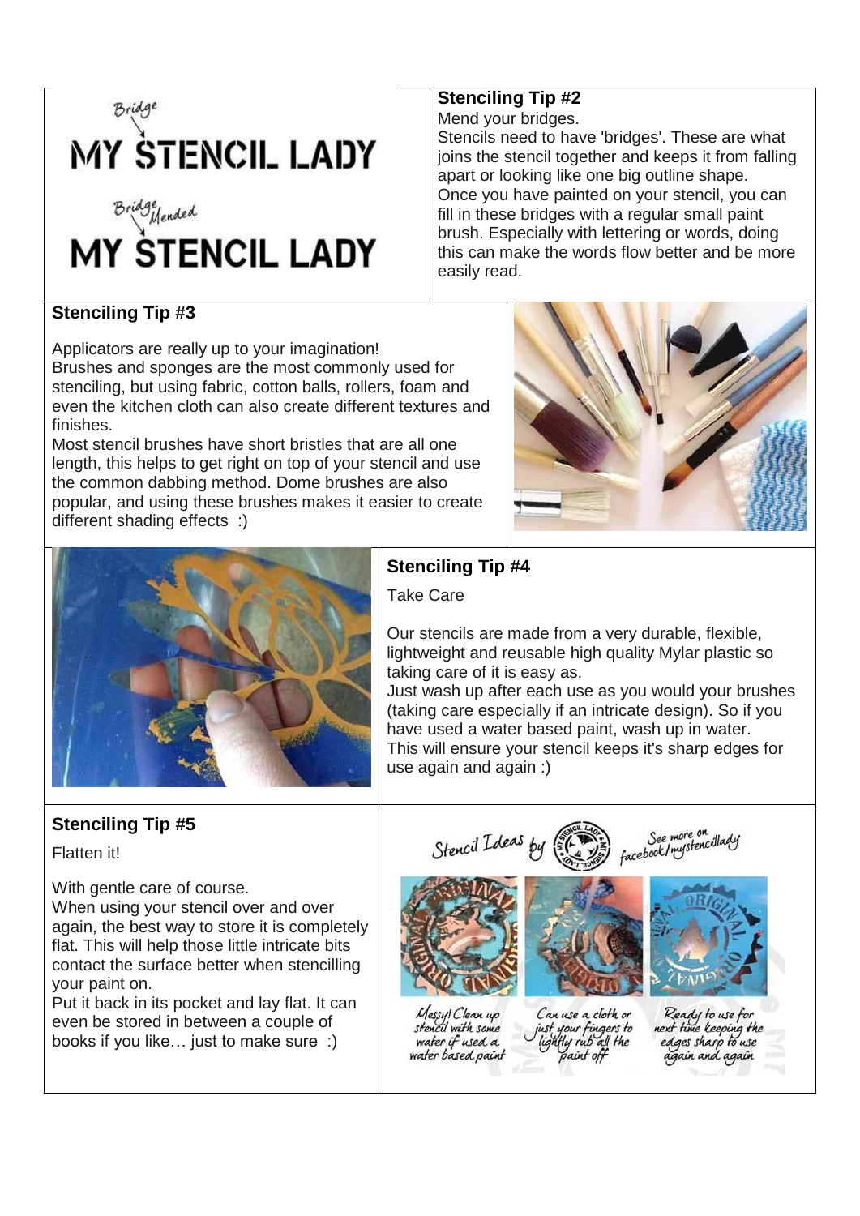Bridge

MY STENCIL LADY

Bridge Mended

MY STENCIL LADY

### Stenciling Tip #2

Mend your bridges.

Stencils need to have 'bridges'. These are what joins the stencil together and keeps it from falling apart or looking like one big outline shape.

Once you have painted on your stencil, you can fill in these bridges with a regular small paint brush. Especially with lettering or words, doing this can make the words flow better and be more easily read.

### Stenciling Tip #3

Applicators are really up to your imagination!

Brushes and sponges are the most commonly used for stenciling, but using fabric, cotton balls, rollers, foam and even the kitchen cloth can also create different textures and finishes.

Most stencil brushes have short bristles that are all one length, this helps to get right on top of your stencil and use the common dabbing method. Dome brushes are also popular, and using these brushes makes it easier to create different shading effects :)

### Stenciling Tip #4

Take Care

Our stencils are made from a very durable, flexible, lightweight and reusable high quality Mylar plastic so taking care of it is easy as.

Just wash up after each use as you would your brushes (taking care especially if an intricate design). So if you have used a water based paint, wash up in water.

This will ensure your stencil keeps it's sharp edges for use again and again :)

### Stenciling Tip #5

Flatten it!

With gentle care of course.

When using your stencil over and over again, the best way to store it is completely flat. This will help those little intricate bits contact the surface better when stencilling your paint on.

Put it back in its pocket and lay flat. It can even be stored in between a couple of books if you like… just to make sure :)

Stencil Ideas by MY STENCIL LADY

See more on facebook/mystencillady

Messy! Clean up stencil with some water if used a water based paint

Can use a cloth or just your fingers to lightly rub all the paint off

Ready to use for next time keeping the edges sharp to use again and again